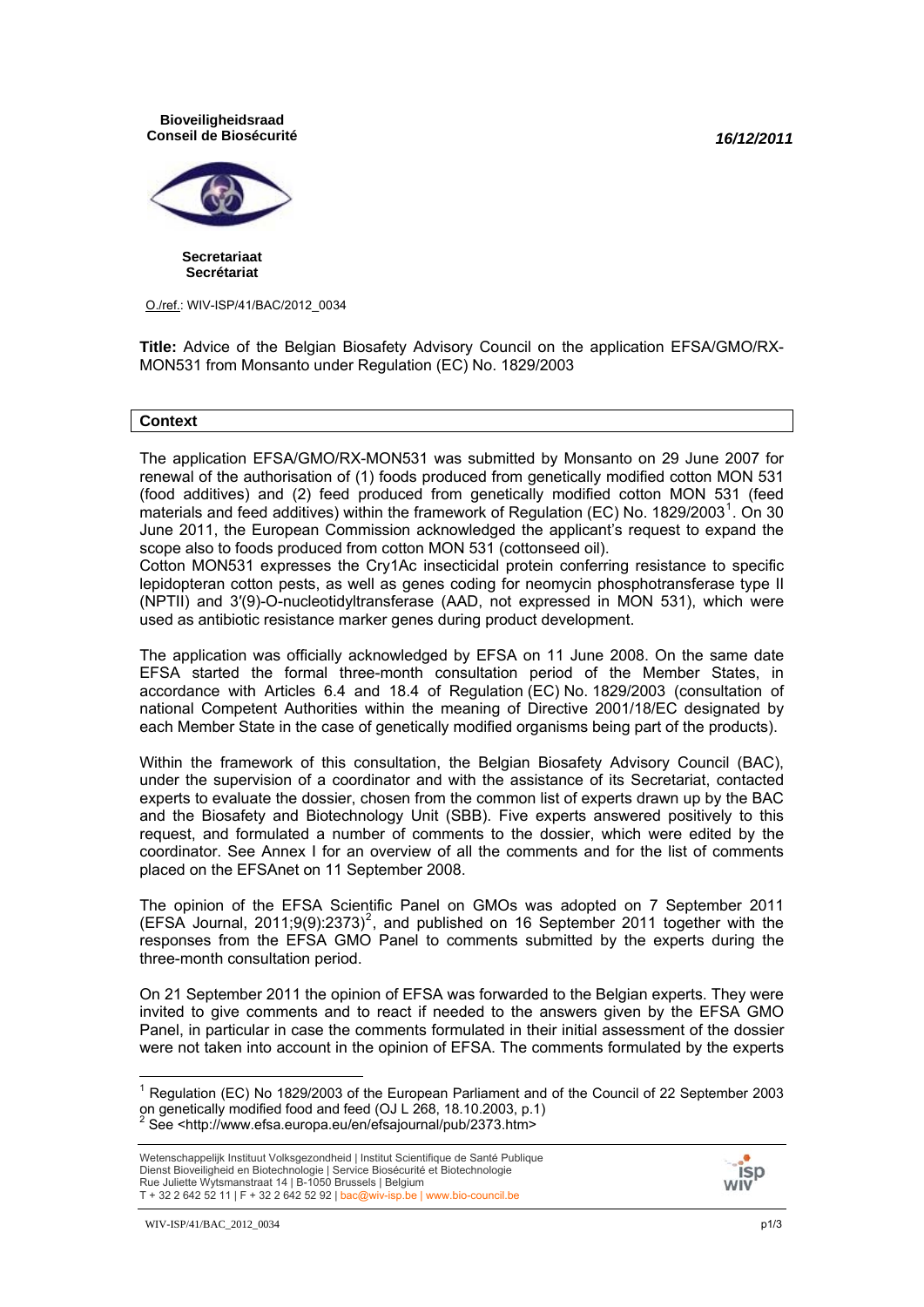**Bioveiligheidsraad**
**Conseil de Biosécurité**

***16/12/2011***

**Secretariaat**
**Secrétariat**

O./ref.: WIV-ISP/41/BAC/2012_0034

**Title:** Advice of the Belgian Biosafety Advisory Council on the application EFSA/GMO/RX-MON531 from Monsanto under Regulation (EC) No. 1829/2003

## Context

The application EFSA/GMO/RX-MON531 was submitted by Monsanto on 29 June 2007 for renewal of the authorisation of (1) foods produced from genetically modified cotton MON 531 (food additives) and (2) feed produced from genetically modified cotton MON 531 (feed materials and feed additives) within the framework of Regulation (EC) No. 1829/2003[1]. On 30 June 2011, the European Commission acknowledged the applicant's request to expand the scope also to foods produced from cotton MON 531 (cottonseed oil).
Cotton MON531 expresses the Cry1Ac insecticidal protein conferring resistance to specific lepidopteran cotton pests, as well as genes coding for neomycin phosphotransferase type II (NPTII) and 3′(9)-O-nucleotidyltransferase (AAD, not expressed in MON 531), which were used as antibiotic resistance marker genes during product development.

The application was officially acknowledged by EFSA on 11 June 2008. On the same date EFSA started the formal three-month consultation period of the Member States, in accordance with Articles 6.4 and 18.4 of Regulation (EC) No. 1829/2003 (consultation of national Competent Authorities within the meaning of Directive 2001/18/EC designated by each Member State in the case of genetically modified organisms being part of the products).

Within the framework of this consultation, the Belgian Biosafety Advisory Council (BAC), under the supervision of a coordinator and with the assistance of its Secretariat, contacted experts to evaluate the dossier, chosen from the common list of experts drawn up by the BAC and the Biosafety and Biotechnology Unit (SBB). Five experts answered positively to this request, and formulated a number of comments to the dossier, which were edited by the coordinator. See Annex I for an overview of all the comments and for the list of comments placed on the EFSAnet on 11 September 2008.

The opinion of the EFSA Scientific Panel on GMOs was adopted on 7 September 2011 (EFSA Journal, 2011;9(9):2373)[2], and published on 16 September 2011 together with the responses from the EFSA GMO Panel to comments submitted by the experts during the three-month consultation period.

On 21 September 2011 the opinion of EFSA was forwarded to the Belgian experts. They were invited to give comments and to react if needed to the answers given by the EFSA GMO Panel, in particular in case the comments formulated in their initial assessment of the dossier were not taken into account in the opinion of EFSA. The comments formulated by the experts

[1] Regulation (EC) No 1829/2003 of the European Parliament and of the Council of 22 September 2003 on genetically modified food and feed (OJ L 268, 18.10.2003, p.1)
[2] See <http://www.efsa.europa.eu/en/efsajournal/pub/2373.htm>

Wetenschappelijk Instituut Volksgezondheid | Institut Scientifique de Santé Publique
Dienst Bioveiligheid en Biotechnologie | Service Biosécurité et Biotechnologie
Rue Juliette Wytsmanstraat 14 | B-1050 Brussels | Belgium
T + 32 2 642 52 11 | F + 32 2 642 52 92 | bac@wiv-isp.be | www.bio-council.be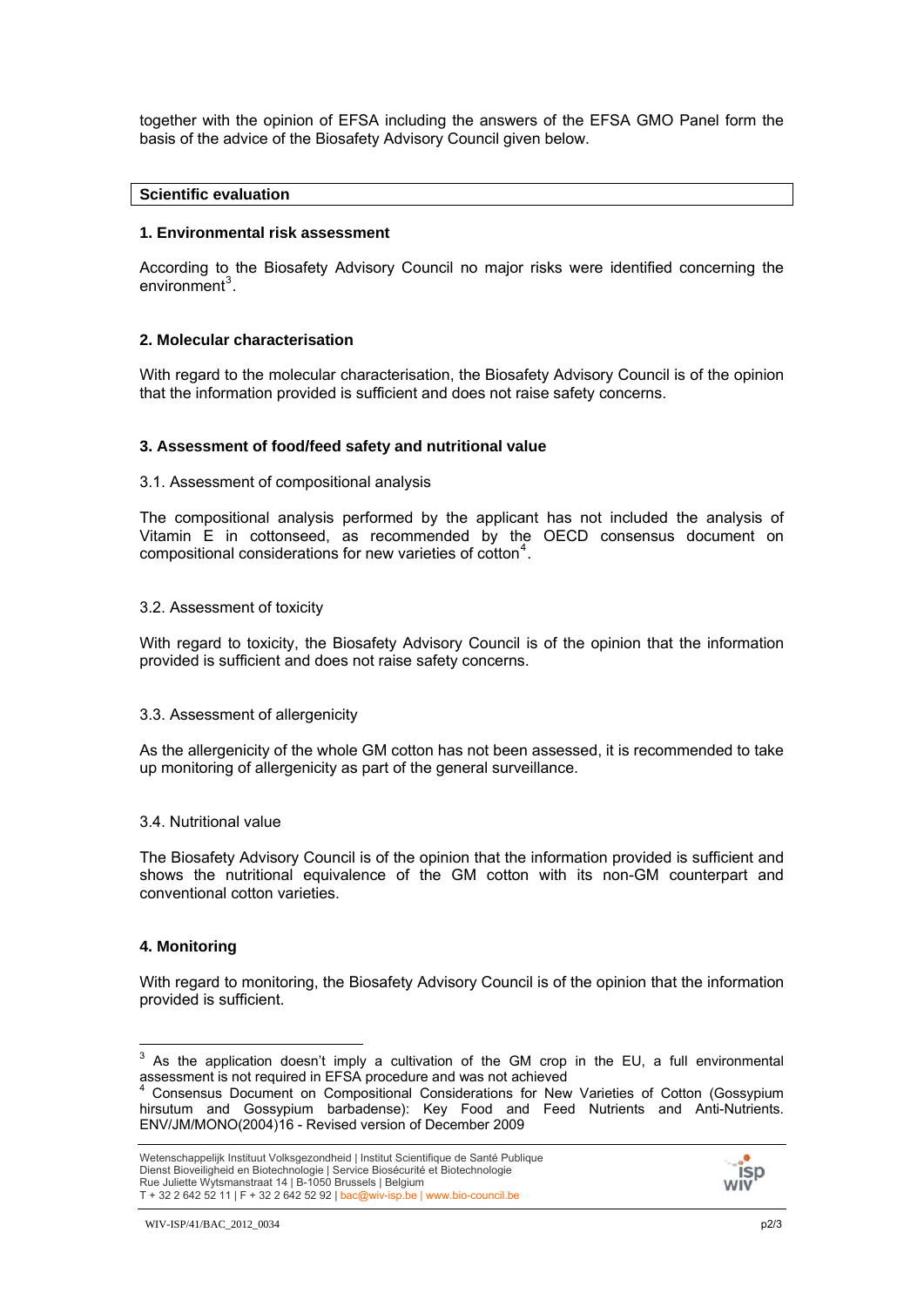together with the opinion of EFSA including the answers of the EFSA GMO Panel form the basis of the advice of the Biosafety Advisory Council given below.

## Scientific evaluation

### 1. Environmental risk assessment

According to the Biosafety Advisory Council no major risks were identified concerning the environment[3].

### 2. Molecular characterisation

With regard to the molecular characterisation, the Biosafety Advisory Council is of the opinion that the information provided is sufficient and does not raise safety concerns.

### 3. Assessment of food/feed safety and nutritional value

#### 3.1. Assessment of compositional analysis

The compositional analysis performed by the applicant has not included the analysis of Vitamin E in cottonseed, as recommended by the OECD consensus document on compositional considerations for new varieties of cotton[4].

#### 3.2. Assessment of toxicity

With regard to toxicity, the Biosafety Advisory Council is of the opinion that the information provided is sufficient and does not raise safety concerns.

#### 3.3. Assessment of allergenicity

As the allergenicity of the whole GM cotton has not been assessed, it is recommended to take up monitoring of allergenicity as part of the general surveillance.

#### 3.4. Nutritional value

The Biosafety Advisory Council is of the opinion that the information provided is sufficient and shows the nutritional equivalence of the GM cotton with its non-GM counterpart and conventional cotton varieties.

### 4. Monitoring

With regard to monitoring, the Biosafety Advisory Council is of the opinion that the information provided is sufficient.

---

[3] As the application doesn't imply a cultivation of the GM crop in the EU, a full environmental assessment is not required in EFSA procedure and was not achieved

[4] Consensus Document on Compositional Considerations for New Varieties of Cotton (Gossypium hirsutum and Gossypium barbadense): Key Food and Feed Nutrients and Anti-Nutrients. ENV/JM/MONO(2004)16 - Revised version of December 2009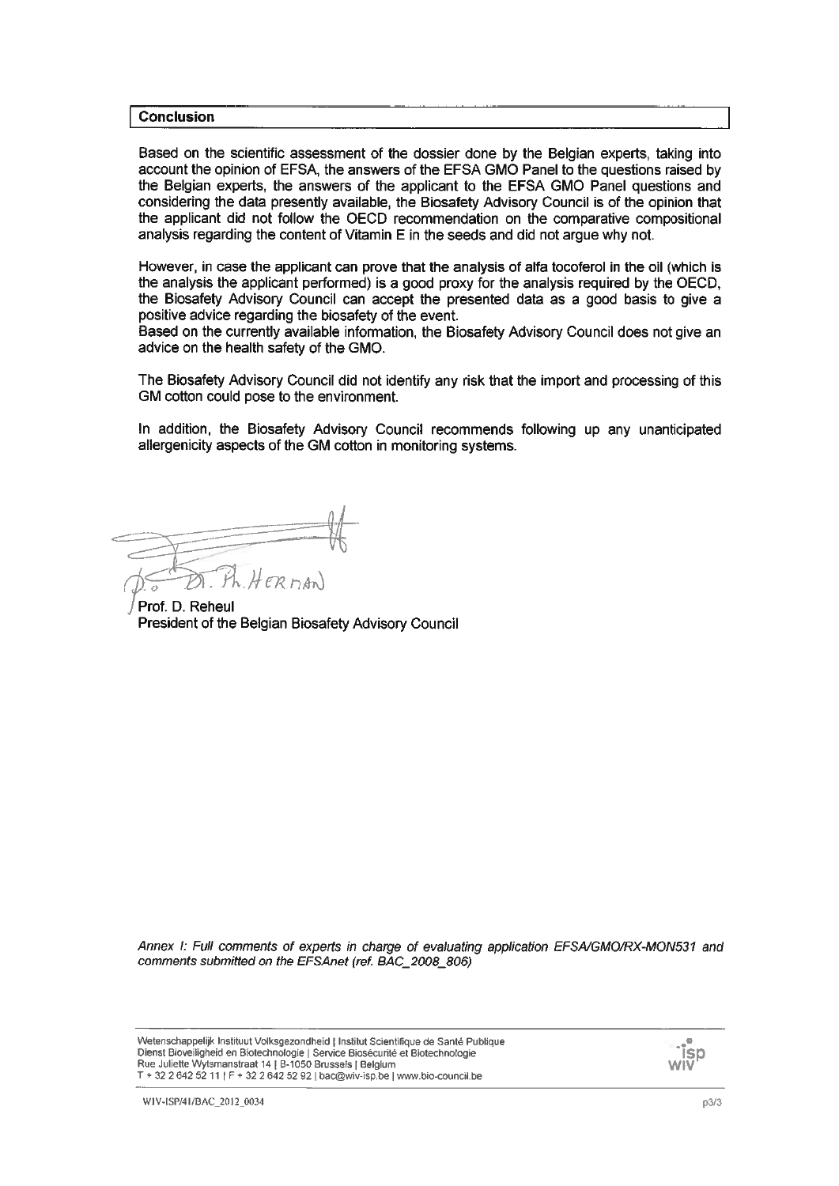## Conclusion

Based on the scientific assessment of the dossier done by the Belgian experts, taking into account the opinion of EFSA, the answers of the EFSA GMO Panel to the questions raised by the Belgian experts, the answers of the applicant to the EFSA GMO Panel questions and considering the data presently available, the Biosafety Advisory Council is of the opinion that the applicant did not follow the OECD recommendation on the comparative compositional analysis regarding the content of Vitamin E in the seeds and did not argue why not.

However, in case the applicant can prove that the analysis of alfa tocoferol in the oil (which is the analysis the applicant performed) is a good proxy for the analysis required by the OECD, the Biosafety Advisory Council can accept the presented data as a good basis to give a positive advice regarding the biosafety of the event.
Based on the currently available information, the Biosafety Advisory Council does not give an advice on the health safety of the GMO.

The Biosafety Advisory Council did not identify any risk that the import and processing of this GM cotton could pose to the environment.

In addition, the Biosafety Advisory Council recommends following up any unanticipated allergenicity aspects of the GM cotton in monitoring systems.

p.o. Dr. Ph. Herman

Prof. D. Reheul
President of the Belgian Biosafety Advisory Council

*Annex I: Full comments of experts in charge of evaluating application EFSA/GMO/RX-MON531 and comments submitted on the EFSAnet (ref. BAC_2008_806)*

Wetenschappelijk Instituut Volksgezondheid | Institut Scientifique de Santé Publique
Dienst Bioveiligheid en Biotechnologie | Service Biosécurité et Biotechnologie
Rue Juliette Wytsmanstraat 14 | B-1050 Brussels | Belgium
T + 32 2 642 52 11 | F + 32 2 642 52 92 | bac@wiv-isp.be | www.bio-council.be

WIV-ISP/41/BAC_2012_0034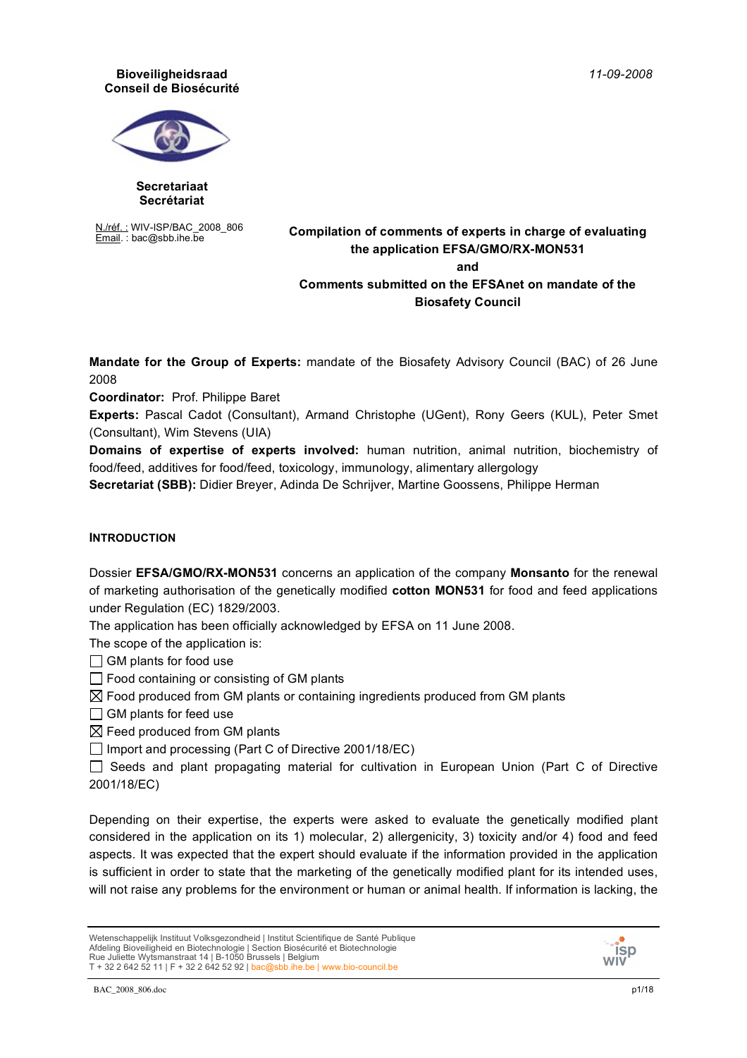**Bioveiligheidsraad**
**Conseil de Biosécurité**

**Secretariaat**
**Secrétariat**

11-09-2008

N./réf. : WIV-ISP/BAC_2008_806
Email. : bac@sbb.ihe.be

**Compilation of comments of experts in charge of evaluating the application EFSA/GMO/RX-MON531 and Comments submitted on the EFSAnet on mandate of the Biosafety Council**

**Mandate for the Group of Experts:** mandate of the Biosafety Advisory Council (BAC) of 26 June 2008

**Coordinator:** Prof. Philippe Baret

**Experts:** Pascal Cadot (Consultant), Armand Christophe (UGent), Rony Geers (KUL), Peter Smet (Consultant), Wim Stevens (UIA)

**Domains of expertise of experts involved:** human nutrition, animal nutrition, biochemistry of food/feed, additives for food/feed, toxicology, immunology, alimentary allergology

**Secretariat (SBB):** Didier Breyer, Adinda De Schrijver, Martine Goossens, Philippe Herman

## INTRODUCTION

Dossier **EFSA/GMO/RX-MON531** concerns an application of the company **Monsanto** for the renewal of marketing authorisation of the genetically modified **cotton MON531** for food and feed applications under Regulation (EC) 1829/2003.

The application has been officially acknowledged by EFSA on 11 June 2008.

The scope of the application is:

- ☐ GM plants for food use
- ☐ Food containing or consisting of GM plants
- ☒ Food produced from GM plants or containing ingredients produced from GM plants
- ☐ GM plants for feed use
- ☒ Feed produced from GM plants
- ☐ Import and processing (Part C of Directive 2001/18/EC)
- ☐ Seeds and plant propagating material for cultivation in European Union (Part C of Directive 2001/18/EC)

Depending on their expertise, the experts were asked to evaluate the genetically modified plant considered in the application on its 1) molecular, 2) allergenicity, 3) toxicity and/or 4) food and feed aspects. It was expected that the expert should evaluate if the information provided in the application is sufficient in order to state that the marketing of the genetically modified plant for its intended uses, will not raise any problems for the environment or human or animal health. If information is lacking, the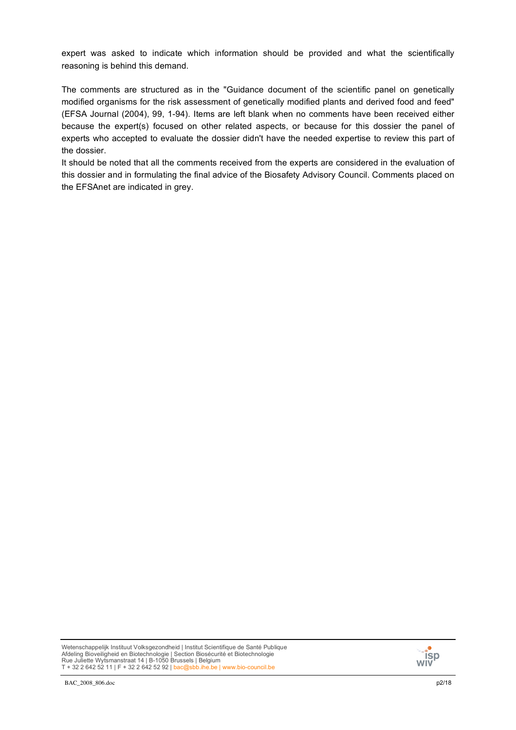expert was asked to indicate which information should be provided and what the scientifically reasoning is behind this demand.

The comments are structured as in the "Guidance document of the scientific panel on genetically modified organisms for the risk assessment of genetically modified plants and derived food and feed" (EFSA Journal (2004), 99, 1-94). Items are left blank when no comments have been received either because the expert(s) focused on other related aspects, or because for this dossier the panel of experts who accepted to evaluate the dossier didn't have the needed expertise to review this part of the dossier.

It should be noted that all the comments received from the experts are considered in the evaluation of this dossier and in formulating the final advice of the Biosafety Advisory Council. Comments placed on the EFSAnet are indicated in grey.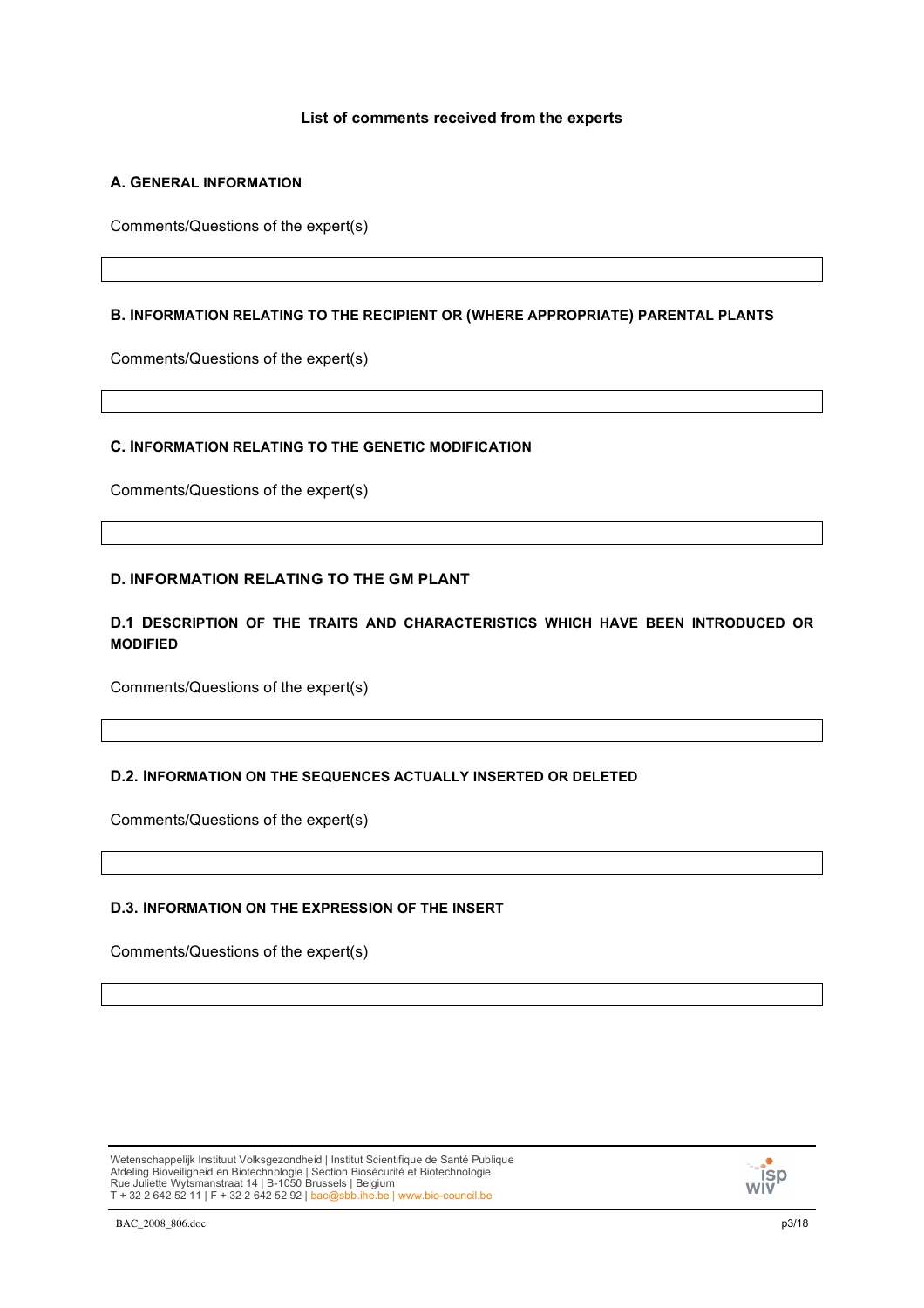**List of comments received from the experts**

## A. General Information

Comments/Questions of the expert(s)

## B. Information relating to the recipient or (where appropriate) parental plants

Comments/Questions of the expert(s)

## C. Information relating to the genetic modification

Comments/Questions of the expert(s)

## D. Information relating to the GM plant

### D.1 Description of the traits and characteristics which have been introduced or modified

Comments/Questions of the expert(s)

### D.2. Information on the sequences actually inserted or deleted

Comments/Questions of the expert(s)

### D.3. Information on the expression of the insert

Comments/Questions of the expert(s)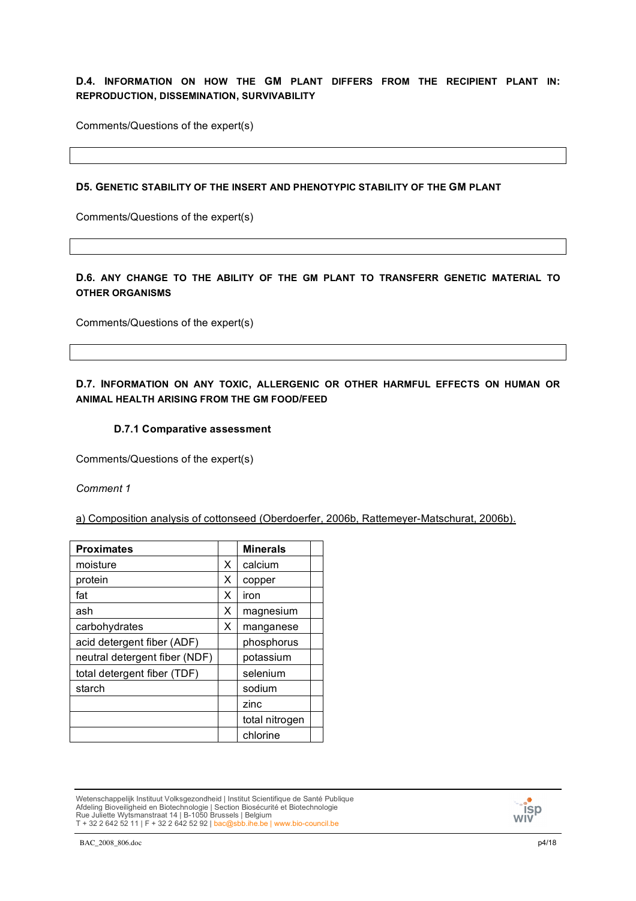**D.4. INFORMATION ON HOW THE GM PLANT DIFFERS FROM THE RECIPIENT PLANT IN: REPRODUCTION, DISSEMINATION, SURVIVABILITY**

Comments/Questions of the expert(s)

**D5. GENETIC STABILITY OF THE INSERT AND PHENOTYPIC STABILITY OF THE GM PLANT**

Comments/Questions of the expert(s)

**D.6. ANY CHANGE TO THE ABILITY OF THE GM PLANT TO TRANSFERRR GENETIC MATERIAL TO OTHER ORGANISMS**

Comments/Questions of the expert(s)

**D.7. INFORMATION ON ANY TOXIC, ALLERGENIC OR OTHER HARMFUL EFFECTS ON HUMAN OR ANIMAL HEALTH ARISING FROM THE GM FOOD/FEED**

**D.7.1 Comparative assessment**

Comments/Questions of the expert(s)

*Comment 1*

a) Composition analysis of cottonseed (Oberdoerfer, 2006b, Rattemeyer-Matschurat, 2006b).

| Proximates | | Minerals | |
|---|---|---|---|
| moisture | X | calcium | |
| protein | X | copper | |
| fat | X | iron | |
| ash | X | magnesium | |
| carbohydrates | X | manganese | |
| acid detergent fiber (ADF) | | phosphorus | |
| neutral detergent fiber (NDF) | | potassium | |
| total detergent fiber (TDF) | | selenium | |
| starch | | sodium | |
| | | zinc | |
| | | total nitrogen | |
| | | chlorine | |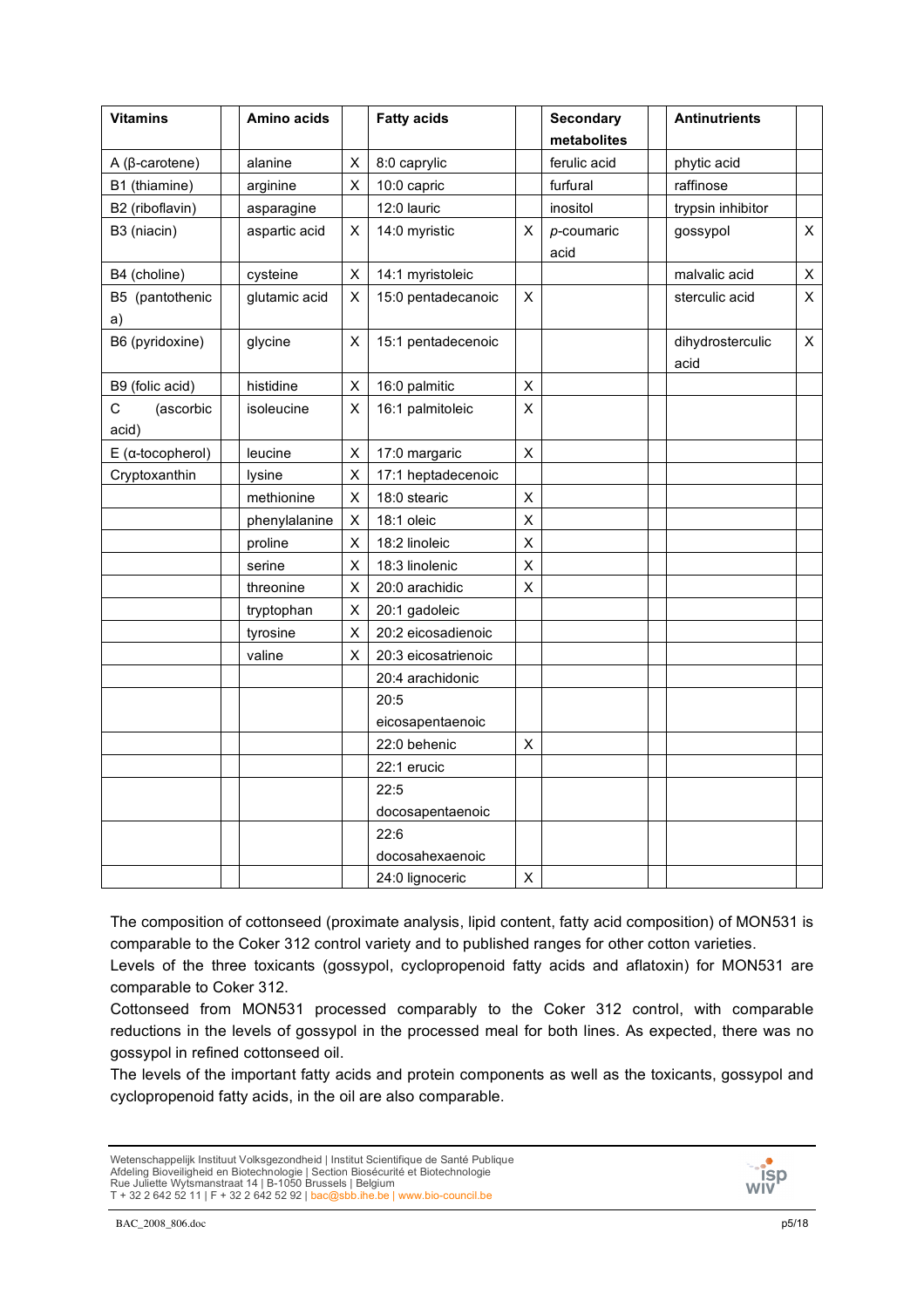| Vitamins | | Amino acids | | Fatty acids | | Secondary metabolites | | Antinutrients | |
|---|---|---|---|---|---|---|---|---|---|
| A (β-carotene) | | alanine | X | 8:0 caprylic | | ferulic acid | | phytic acid | |
| B1 (thiamine) | | arginine | X | 10:0 capric | | furfural | | raffinose | |
| B2 (riboflavin) | | asparagine | | 12:0 lauric | | inositol | | trypsin inhibitor | |
| B3 (niacin) | | aspartic acid | X | 14:0 myristic | X | *p*-coumaric acid | | gossypol | X |
| B4 (choline) | | cysteine | X | 14:1 myristoleic | | | | malvalic acid | X |
| B5 (pantothenic a) | | glutamic acid | X | 15:0 pentadecanoic | X | | | sterculic acid | X |
| B6 (pyridoxine) | | glycine | X | 15:1 pentadecenoic | | | | dihydrosterculic acid | X |
| B9 (folic acid) | | histidine | X | 16:0 palmitic | X | | | | |
| C (ascorbic acid) | | isoleucine | X | 16:1 palmitoleic | X | | | | |
| E (α-tocopherol) | | leucine | X | 17:0 margaric | X | | | | |
| Cryptoxanthin | | lysine | X | 17:1 heptadecenoic | | | | | |
| | | methionine | X | 18:0 stearic | X | | | | |
| | | phenylalanine | X | 18:1 oleic | X | | | | |
| | | proline | X | 18:2 linoleic | X | | | | |
| | | serine | X | 18:3 linolenic | X | | | | |
| | | threonine | X | 20:0 arachidic | X | | | | |
| | | tryptophan | X | 20:1 gadoleic | | | | | |
| | | tyrosine | X | 20:2 eicosadienoic | | | | | |
| | | valine | X | 20:3 eicosatrienoic | | | | | |
| | | | | 20:4 arachidonic | | | | | |
| | | | | 20:5 eicosapentaenoic | | | | | |
| | | | | 22:0 behenic | X | | | | |
| | | | | 22:1 erucic | | | | | |
| | | | | 22:5 docosapentaenoic | | | | | |
| | | | | 22:6 docosahexaenoic | | | | | |
| | | | | 24:0 lignoceric | X | | | | |

The composition of cottonseed (proximate analysis, lipid content, fatty acid composition) of MON531 is comparable to the Coker 312 control variety and to published ranges for other cotton varieties.

Levels of the three toxicants (gossypol, cyclopropenoid fatty acids and aflatoxin) for MON531 are comparable to Coker 312.

Cottonseed from MON531 processed comparably to the Coker 312 control, with comparable reductions in the levels of gossypol in the processed meal for both lines. As expected, there was no gossypol in refined cottonseed oil.

The levels of the important fatty acids and protein components as well as the toxicants, gossypol and cyclopropenoid fatty acids, in the oil are also comparable.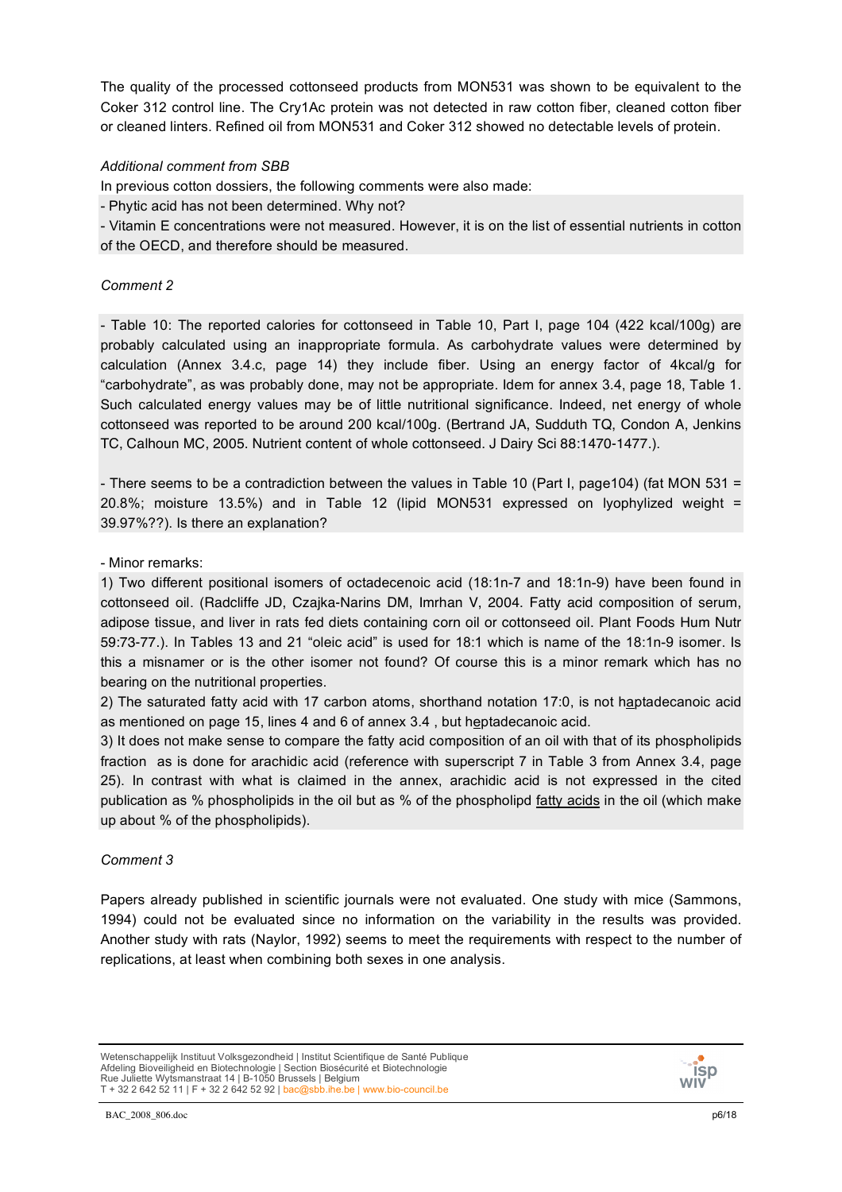The quality of the processed cottonseed products from MON531 was shown to be equivalent to the Coker 312 control line. The Cry1Ac protein was not detected in raw cotton fiber, cleaned cotton fiber or cleaned linters. Refined oil from MON531 and Coker 312 showed no detectable levels of protein.

*Additional comment from SBB*

In previous cotton dossiers, the following comments were also made:

- Phytic acid has not been determined. Why not?
- Vitamin E concentrations were not measured. However, it is on the list of essential nutrients in cotton of the OECD, and therefore should be measured.

*Comment 2*

- Table 10: The reported calories for cottonseed in Table 10, Part I, page 104 (422 kcal/100g) are probably calculated using an inappropriate formula. As carbohydrate values were determined by calculation (Annex 3.4.c, page 14) they include fiber. Using an energy factor of 4kcal/g for "carbohydrate", as was probably done, may not be appropriate. Idem for annex 3.4, page 18, Table 1. Such calculated energy values may be of little nutritional significance. Indeed, net energy of whole cottonseed was reported to be around 200 kcal/100g. (Bertrand JA, Sudduth TQ, Condon A, Jenkins TC, Calhoun MC, 2005. Nutrient content of whole cottonseed. J Dairy Sci 88:1470-1477.).

- There seems to be a contradiction between the values in Table 10 (Part I, page104) (fat MON 531 = 20.8%; moisture 13.5%) and in Table 12 (lipid MON531 expressed on lyophylized weight = 39.97%??). Is there an explanation?

- Minor remarks:

1) Two different positional isomers of octadecenoic acid (18:1n-7 and 18:1n-9) have been found in cottonseed oil. (Radcliffe JD, Czajka-Narins DM, Imrhan V, 2004. Fatty acid composition of serum, adipose tissue, and liver in rats fed diets containing corn oil or cottonseed oil. Plant Foods Hum Nutr 59:73-77.). In Tables 13 and 21 "oleic acid" is used for 18:1 which is name of the 18:1n-9 isomer. Is this a misnamer or is the other isomer not found? Of course this is a minor remark which has no bearing on the nutritional properties.

2) The saturated fatty acid with 17 carbon atoms, shorthand notation 17:0, is not h<u>a</u>ptadecanoic acid as mentioned on page 15, lines 4 and 6 of annex 3.4 , but h<u>e</u>ptadecanoic acid.

3) It does not make sense to compare the fatty acid composition of an oil with that of its phospholipids fraction as is done for arachidic acid (reference with superscript 7 in Table 3 from Annex 3.4, page 25). In contrast with what is claimed in the annex, arachidic acid is not expressed in the cited publication as % phospholipids in the oil but as % of the phospholipd <u>fatty acids</u> in the oil (which make up about % of the phospholipids).

*Comment 3*

Papers already published in scientific journals were not evaluated. One study with mice (Sammons, 1994) could not be evaluated since no information on the variability in the results was provided. Another study with rats (Naylor, 1992) seems to meet the requirements with respect to the number of replications, at least when combining both sexes in one analysis.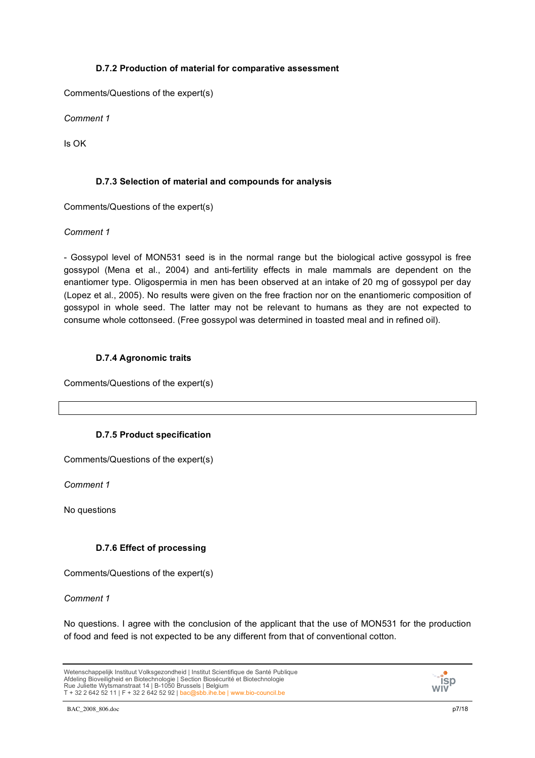### D.7.2 Production of material for comparative assessment

Comments/Questions of the expert(s)

*Comment 1*

Is OK

### D.7.3 Selection of material and compounds for analysis

Comments/Questions of the expert(s)

*Comment 1*

- Gossypol level of MON531 seed is in the normal range but the biological active gossypol is free gossypol (Mena et al., 2004) and anti-fertility effects in male mammals are dependent on the enantiomer type. Oligospermia in men has been observed at an intake of 20 mg of gossypol per day (Lopez et al., 2005). No results were given on the free fraction nor on the enantiomeric composition of gossypol in whole seed. The latter may not be relevant to humans as they are not expected to consume whole cottonseed. (Free gossypol was determined in toasted meal and in refined oil).

### D.7.4 Agronomic traits

Comments/Questions of the expert(s)

### D.7.5 Product specification

Comments/Questions of the expert(s)

*Comment 1*

No questions

### D.7.6 Effect of processing

Comments/Questions of the expert(s)

*Comment 1*

No questions. I agree with the conclusion of the applicant that the use of MON531 for the production of food and feed is not expected to be any different from that of conventional cotton.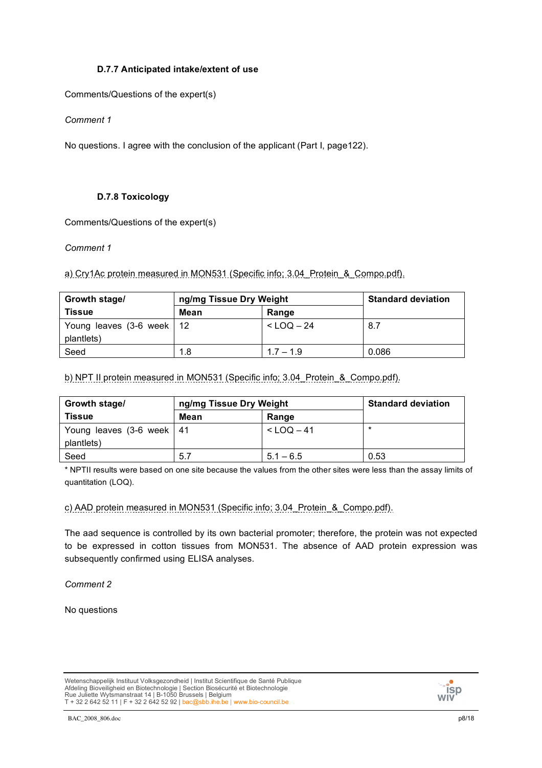### D.7.7 Anticipated intake/extent of use

Comments/Questions of the expert(s)

*Comment 1*

No questions. I agree with the conclusion of the applicant (Part I, page122).

### D.7.8 Toxicology

Comments/Questions of the expert(s)

*Comment 1*

a) Cry1Ac protein measured in MON531 (Specific info; 3.04_Protein_&_Compo.pdf).

| Growth stage/ Tissue | ng/mg Tissue Dry Weight | | Standard deviation |
|---|---|---|---|
| | **Mean** | **Range** | |
| Young leaves (3-6 week plantlets) | 12 | < LOQ – 24 | 8.7 |
| Seed | 1.8 | 1.7 – 1.9 | 0.086 |

b) NPT II protein measured in MON531 (Specific info; 3.04_Protein_&_Compo.pdf).

| Growth stage/ Tissue | ng/mg Tissue Dry Weight | | Standard deviation |
|---|---|---|---|
| | **Mean** | **Range** | |
| Young leaves (3-6 week plantlets) | 41 | < LOQ – 41 | * |
| Seed | 5.7 | 5.1 – 6.5 | 0.53 |

* NPTII results were based on one site because the values from the other sites were less than the assay limits of quantitation (LOQ).

c) AAD protein measured in MON531 (Specific info; 3.04_Protein_&_Compo.pdf).

The aad sequence is controlled by its own bacterial promoter; therefore, the protein was not expected to be expressed in cotton tissues from MON531. The absence of AAD protein expression was subsequently confirmed using ELISA analyses.

*Comment 2*

No questions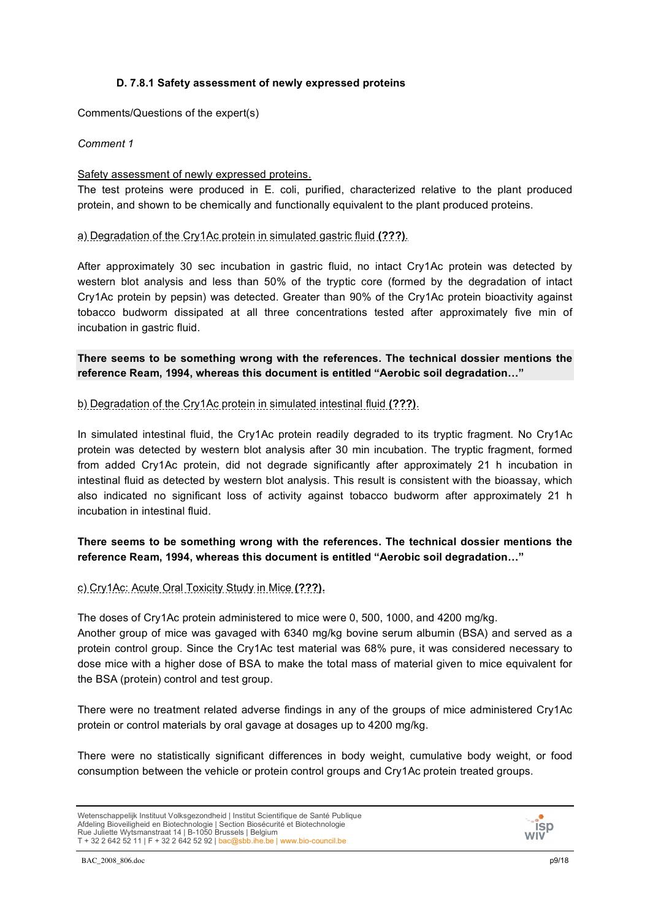### D. 7.8.1 Safety assessment of newly expressed proteins

Comments/Questions of the expert(s)

*Comment 1*

Safety assessment of newly expressed proteins.

The test proteins were produced in E. coli, purified, characterized relative to the plant produced protein, and shown to be chemically and functionally equivalent to the plant produced proteins.

a) Degradation of the Cry1Ac protein in simulated gastric fluid **(???)**.

After approximately 30 sec incubation in gastric fluid, no intact Cry1Ac protein was detected by western blot analysis and less than 50% of the tryptic core (formed by the degradation of intact Cry1Ac protein by pepsin) was detected. Greater than 90% of the Cry1Ac protein bioactivity against tobacco budworm dissipated at all three concentrations tested after approximately five min of incubation in gastric fluid.

**There seems to be something wrong with the references. The technical dossier mentions the reference Ream, 1994, whereas this document is entitled "Aerobic soil degradation…"**

b) Degradation of the Cry1Ac protein in simulated intestinal fluid **(???)**.

In simulated intestinal fluid, the Cry1Ac protein readily degraded to its tryptic fragment. No Cry1Ac protein was detected by western blot analysis after 30 min incubation. The tryptic fragment, formed from added Cry1Ac protein, did not degrade significantly after approximately 21 h incubation in intestinal fluid as detected by western blot analysis. This result is consistent with the bioassay, which also indicated no significant loss of activity against tobacco budworm after approximately 21 h incubation in intestinal fluid.

**There seems to be something wrong with the references. The technical dossier mentions the reference Ream, 1994, whereas this document is entitled "Aerobic soil degradation…"**

c) Cry1Ac: Acute Oral Toxicity Study in Mice **(???).**

The doses of Cry1Ac protein administered to mice were 0, 500, 1000, and 4200 mg/kg.
Another group of mice was gavaged with 6340 mg/kg bovine serum albumin (BSA) and served as a protein control group. Since the Cry1Ac test material was 68% pure, it was considered necessary to dose mice with a higher dose of BSA to make the total mass of material given to mice equivalent for the BSA (protein) control and test group.

There were no treatment related adverse findings in any of the groups of mice administered Cry1Ac protein or control materials by oral gavage at dosages up to 4200 mg/kg.

There were no statistically significant differences in body weight, cumulative body weight, or food consumption between the vehicle or protein control groups and Cry1Ac protein treated groups.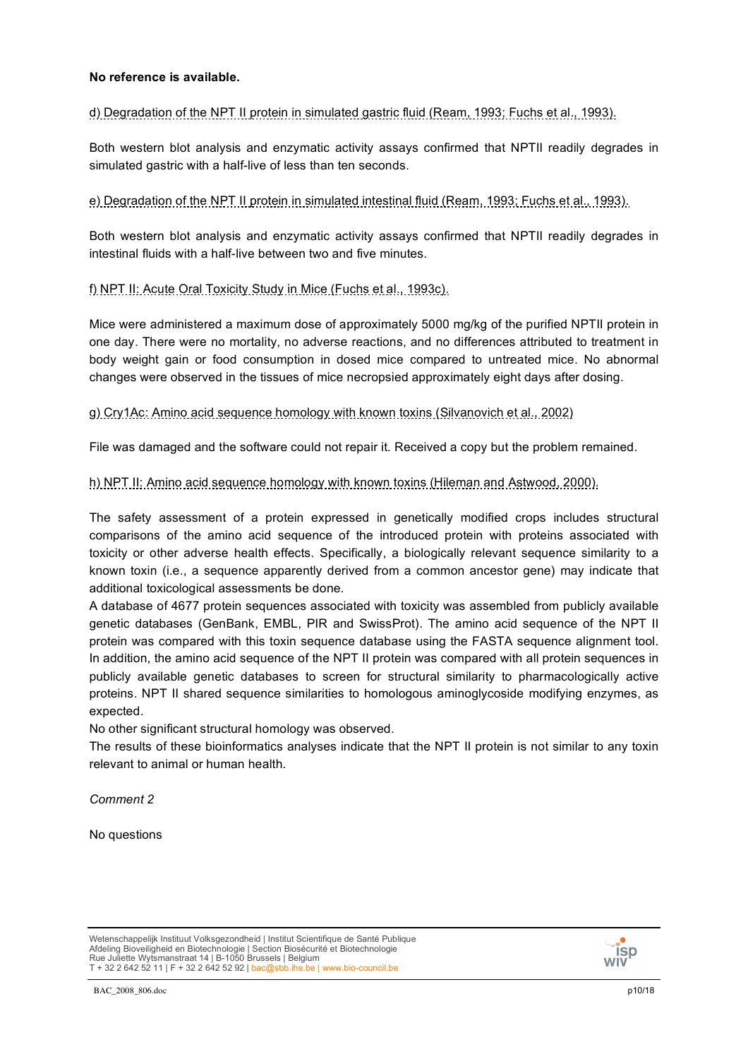**No reference is available.**

d) Degradation of the NPT II protein in simulated gastric fluid (Ream, 1993; Fuchs et al., 1993).

Both western blot analysis and enzymatic activity assays confirmed that NPTII readily degrades in simulated gastric with a half-live of less than ten seconds.

e) Degradation of the NPT II protein in simulated intestinal fluid (Ream, 1993; Fuchs et al., 1993).

Both western blot analysis and enzymatic activity assays confirmed that NPTII readily degrades in intestinal fluids with a half-live between two and five minutes.

f) NPT II: Acute Oral Toxicity Study in Mice (Fuchs et al., 1993c).

Mice were administered a maximum dose of approximately 5000 mg/kg of the purified NPTII protein in one day. There were no mortality, no adverse reactions, and no differences attributed to treatment in body weight gain or food consumption in dosed mice compared to untreated mice. No abnormal changes were observed in the tissues of mice necropsied approximately eight days after dosing.

g) Cry1Ac: Amino acid sequence homology with known toxins (Silvanovich et al., 2002)

File was damaged and the software could not repair it. Received a copy but the problem remained.

h) NPT II: Amino acid sequence homology with known toxins (Hileman and Astwood, 2000).

The safety assessment of a protein expressed in genetically modified crops includes structural comparisons of the amino acid sequence of the introduced protein with proteins associated with toxicity or other adverse health effects. Specifically, a biologically relevant sequence similarity to a known toxin (i.e., a sequence apparently derived from a common ancestor gene) may indicate that additional toxicological assessments be done.
A database of 4677 protein sequences associated with toxicity was assembled from publicly available genetic databases (GenBank, EMBL, PIR and SwissProt). The amino acid sequence of the NPT II protein was compared with this toxin sequence database using the FASTA sequence alignment tool. In addition, the amino acid sequence of the NPT II protein was compared with all protein sequences in publicly available genetic databases to screen for structural similarity to pharmacologically active proteins. NPT II shared sequence similarities to homologous aminoglycoside modifying enzymes, as expected.
No other significant structural homology was observed.
The results of these bioinformatics analyses indicate that the NPT II protein is not similar to any toxin relevant to animal or human health.

*Comment 2*

No questions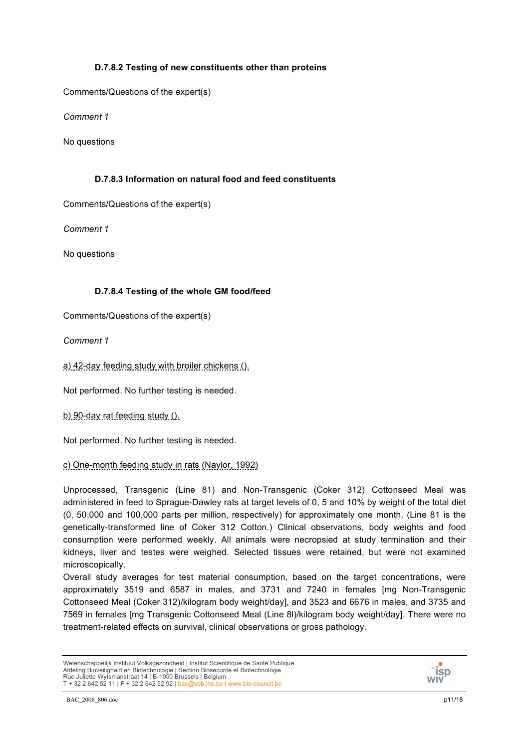#### D.7.8.2 Testing of new constituents other than proteins

Comments/Questions of the expert(s)

*Comment 1*

No questions

#### D.7.8.3 Information on natural food and feed constituents

Comments/Questions of the expert(s)

*Comment 1*

No questions

#### D.7.8.4 Testing of the whole GM food/feed

Comments/Questions of the expert(s)

*Comment 1*

a) 42-day feeding study with broiler chickens ().

Not performed. No further testing is needed.

b) 90-day rat feeding study ().

Not performed. No further testing is needed.

c) One-month feeding study in rats (Naylor, 1992)

Unprocessed, Transgenic (Line 81) and Non-Transgenic (Coker 312) Cottonseed Meal was administered in feed to Sprague-Dawley rats at target levels of 0, 5 and 10% by weight of the total diet (0, 50,000 and 100,000 parts per million, respectively) for approximately one month. (Line 81 is the genetically-transformed line of Coker 312 Cotton.) Clinical observations, body weights and food consumption were performed weekly. All animals were necropsied at study termination and their kidneys, liver and testes were weighed. Selected tissues were retained, but were not examined microscopically.
Overall study averages for test material consumption, based on the target concentrations, were approximately 3519 and 6587 in males, and 3731 and 7240 in females [mg Non-Transgenic Cottonseed Meal (Coker 312)/kilogram body weight/day], and 3523 and 6676 in males, and 3735 and 7569 in females [mg Transgenic Cottonseed Meal (Line 8l)/kilogram body weight/day]. There were no treatment-related effects on survival, clinical observations or gross pathology.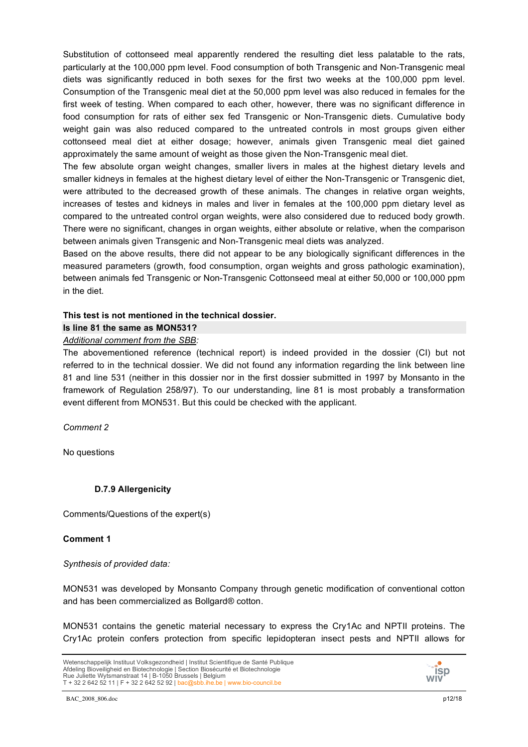Substitution of cottonseed meal apparently rendered the resulting diet less palatable to the rats, particularly at the 100,000 ppm level. Food consumption of both Transgenic and Non-Transgenic meal diets was significantly reduced in both sexes for the first two weeks at the 100,000 ppm level. Consumption of the Transgenic meal diet at the 50,000 ppm level was also reduced in females for the first week of testing. When compared to each other, however, there was no significant difference in food consumption for rats of either sex fed Transgenic or Non-Transgenic diets. Cumulative body weight gain was also reduced compared to the untreated controls in most groups given either cottonseed meal diet at either dosage; however, animals given Transgenic meal diet gained approximately the same amount of weight as those given the Non-Transgenic meal diet.

The few absolute organ weight changes, smaller livers in males at the highest dietary levels and smaller kidneys in females at the highest dietary level of either the Non-Transgenic or Transgenic diet, were attributed to the decreased growth of these animals. The changes in relative organ weights, increases of testes and kidneys in males and liver in females at the 100,000 ppm dietary level as compared to the untreated control organ weights, were also considered due to reduced body growth. There were no significant, changes in organ weights, either absolute or relative, when the comparison between animals given Transgenic and Non-Transgenic meal diets was analyzed.

Based on the above results, there did not appear to be any biologically significant differences in the measured parameters (growth, food consumption, organ weights and gross pathologic examination), between animals fed Transgenic or Non-Transgenic Cottonseed meal at either 50,000 or 100,000 ppm in the diet.

**This test is not mentioned in the technical dossier.**

**Is line 81 the same as MON531?**

*Additional comment from the SBB:*

The abovementioned reference (technical report) is indeed provided in the dossier (CI) but not referred to in the technical dossier. We did not found any information regarding the link between line 81 and line 531 (neither in this dossier nor in the first dossier submitted in 1997 by Monsanto in the framework of Regulation 258/97). To our understanding, line 81 is most probably a transformation event different from MON531. But this could be checked with the applicant.

*Comment 2*

No questions

### D.7.9 Allergenicity

Comments/Questions of the expert(s)

**Comment 1**

*Synthesis of provided data:*

MON531 was developed by Monsanto Company through genetic modification of conventional cotton and has been commercialized as Bollgard® cotton.

MON531 contains the genetic material necessary to express the Cry1Ac and NPTII proteins. The Cry1Ac protein confers protection from specific lepidopteran insect pests and NPTII allows for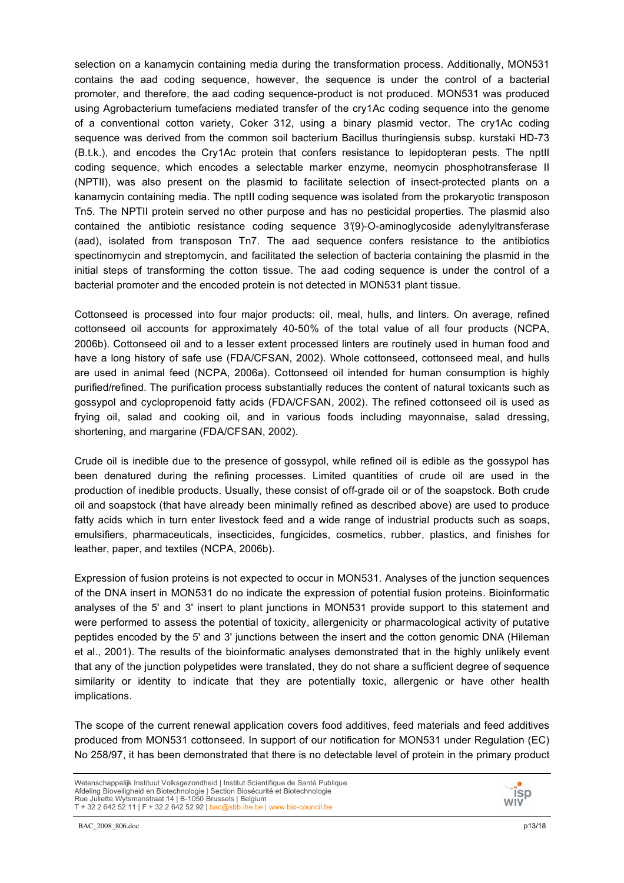selection on a kanamycin containing media during the transformation process. Additionally, MON531 contains the aad coding sequence, however, the sequence is under the control of a bacterial promoter, and therefore, the aad coding sequence-product is not produced. MON531 was produced using Agrobacterium tumefaciens mediated transfer of the cry1Ac coding sequence into the genome of a conventional cotton variety, Coker 312, using a binary plasmid vector. The cry1Ac coding sequence was derived from the common soil bacterium Bacillus thuringiensis subsp. kurstaki HD-73 (B.t.k.), and encodes the Cry1Ac protein that confers resistance to lepidopteran pests. The nptII coding sequence, which encodes a selectable marker enzyme, neomycin phosphotransferase II (NPTII), was also present on the plasmid to facilitate selection of insect-protected plants on a kanamycin containing media. The nptII coding sequence was isolated from the prokaryotic transposon Tn5. The NPTII protein served no other purpose and has no pesticidal properties. The plasmid also contained the antibiotic resistance coding sequence 3′(9)-O-aminoglycoside adenylyltransferase (aad), isolated from transposon Tn7. The aad sequence confers resistance to the antibiotics spectinomycin and streptomycin, and facilitated the selection of bacteria containing the plasmid in the initial steps of transforming the cotton tissue. The aad coding sequence is under the control of a bacterial promoter and the encoded protein is not detected in MON531 plant tissue.

Cottonseed is processed into four major products: oil, meal, hulls, and linters. On average, refined cottonseed oil accounts for approximately 40-50% of the total value of all four products (NCPA, 2006b). Cottonseed oil and to a lesser extent processed linters are routinely used in human food and have a long history of safe use (FDA/CFSAN, 2002). Whole cottonseed, cottonseed meal, and hulls are used in animal feed (NCPA, 2006a). Cottonseed oil intended for human consumption is highly purified/refined. The purification process substantially reduces the content of natural toxicants such as gossypol and cyclopropenoid fatty acids (FDA/CFSAN, 2002). The refined cottonseed oil is used as frying oil, salad and cooking oil, and in various foods including mayonnaise, salad dressing, shortening, and margarine (FDA/CFSAN, 2002).

Crude oil is inedible due to the presence of gossypol, while refined oil is edible as the gossypol has been denatured during the refining processes. Limited quantities of crude oil are used in the production of inedible products. Usually, these consist of off-grade oil or of the soapstock. Both crude oil and soapstock (that have already been minimally refined as described above) are used to produce fatty acids which in turn enter livestock feed and a wide range of industrial products such as soaps, emulsifiers, pharmaceuticals, insecticides, fungicides, cosmetics, rubber, plastics, and finishes for leather, paper, and textiles (NCPA, 2006b).

Expression of fusion proteins is not expected to occur in MON531. Analyses of the junction sequences of the DNA insert in MON531 do no indicate the expression of potential fusion proteins. Bioinformatic analyses of the 5' and 3' insert to plant junctions in MON531 provide support to this statement and were performed to assess the potential of toxicity, allergenicity or pharmacological activity of putative peptides encoded by the 5' and 3' junctions between the insert and the cotton genomic DNA (Hileman et al., 2001). The results of the bioinformatic analyses demonstrated that in the highly unlikely event that any of the junction polypetides were translated, they do not share a sufficient degree of sequence similarity or identity to indicate that they are potentially toxic, allergenic or have other health implications.

The scope of the current renewal application covers food additives, feed materials and feed additives produced from MON531 cottonseed. In support of our notification for MON531 under Regulation (EC) No 258/97, it has been demonstrated that there is no detectable level of protein in the primary product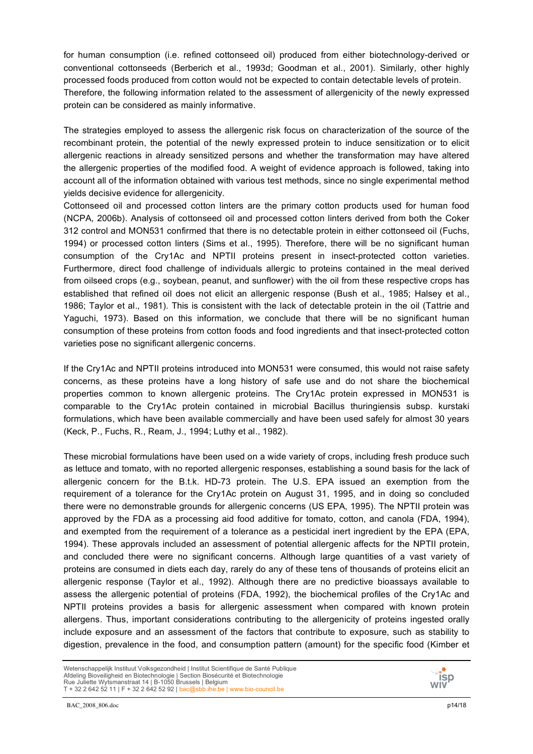for human consumption (i.e. refined cottonseed oil) produced from either biotechnology-derived or conventional cottonseeds (Berberich et al., 1993d; Goodman et al., 2001). Similarly, other highly processed foods produced from cotton would not be expected to contain detectable levels of protein. Therefore, the following information related to the assessment of allergenicity of the newly expressed protein can be considered as mainly informative.

The strategies employed to assess the allergenic risk focus on characterization of the source of the recombinant protein, the potential of the newly expressed protein to induce sensitization or to elicit allergenic reactions in already sensitized persons and whether the transformation may have altered the allergenic properties of the modified food. A weight of evidence approach is followed, taking into account all of the information obtained with various test methods, since no single experimental method yields decisive evidence for allergenicity.

Cottonseed oil and processed cotton linters are the primary cotton products used for human food (NCPA, 2006b). Analysis of cottonseed oil and processed cotton linters derived from both the Coker 312 control and MON531 confirmed that there is no detectable protein in either cottonseed oil (Fuchs, 1994) or processed cotton linters (Sims et al., 1995). Therefore, there will be no significant human consumption of the Cry1Ac and NPTII proteins present in insect-protected cotton varieties. Furthermore, direct food challenge of individuals allergic to proteins contained in the meal derived from oilseed crops (e.g., soybean, peanut, and sunflower) with the oil from these respective crops has established that refined oil does not elicit an allergenic response (Bush et al., 1985; Halsey et al., 1986; Taylor et al., 1981). This is consistent with the lack of detectable protein in the oil (Tattrie and Yaguchi, 1973). Based on this information, we conclude that there will be no significant human consumption of these proteins from cotton foods and food ingredients and that insect-protected cotton varieties pose no significant allergenic concerns.

If the Cry1Ac and NPTII proteins introduced into MON531 were consumed, this would not raise safety concerns, as these proteins have a long history of safe use and do not share the biochemical properties common to known allergenic proteins. The Cry1Ac protein expressed in MON531 is comparable to the Cry1Ac protein contained in microbial Bacillus thuringiensis subsp. kurstaki formulations, which have been available commercially and have been used safely for almost 30 years (Keck, P., Fuchs, R., Ream, J., 1994; Luthy et al., 1982).

These microbial formulations have been used on a wide variety of crops, including fresh produce such as lettuce and tomato, with no reported allergenic responses, establishing a sound basis for the lack of allergenic concern for the B.t.k. HD-73 protein. The U.S. EPA issued an exemption from the requirement of a tolerance for the Cry1Ac protein on August 31, 1995, and in doing so concluded there were no demonstrable grounds for allergenic concerns (US EPA, 1995). The NPTII protein was approved by the FDA as a processing aid food additive for tomato, cotton, and canola (FDA, 1994), and exempted from the requirement of a tolerance as a pesticidal inert ingredient by the EPA (EPA, 1994). These approvals included an assessment of potential allergenic affects for the NPTII protein, and concluded there were no significant concerns. Although large quantities of a vast variety of proteins are consumed in diets each day, rarely do any of these tens of thousands of proteins elicit an allergenic response (Taylor et al., 1992). Although there are no predictive bioassays available to assess the allergenic potential of proteins (FDA, 1992), the biochemical profiles of the Cry1Ac and NPTII proteins provides a basis for allergenic assessment when compared with known protein allergens. Thus, important considerations contributing to the allergenicity of proteins ingested orally include exposure and an assessment of the factors that contribute to exposure, such as stability to digestion, prevalence in the food, and consumption pattern (amount) for the specific food (Kimber et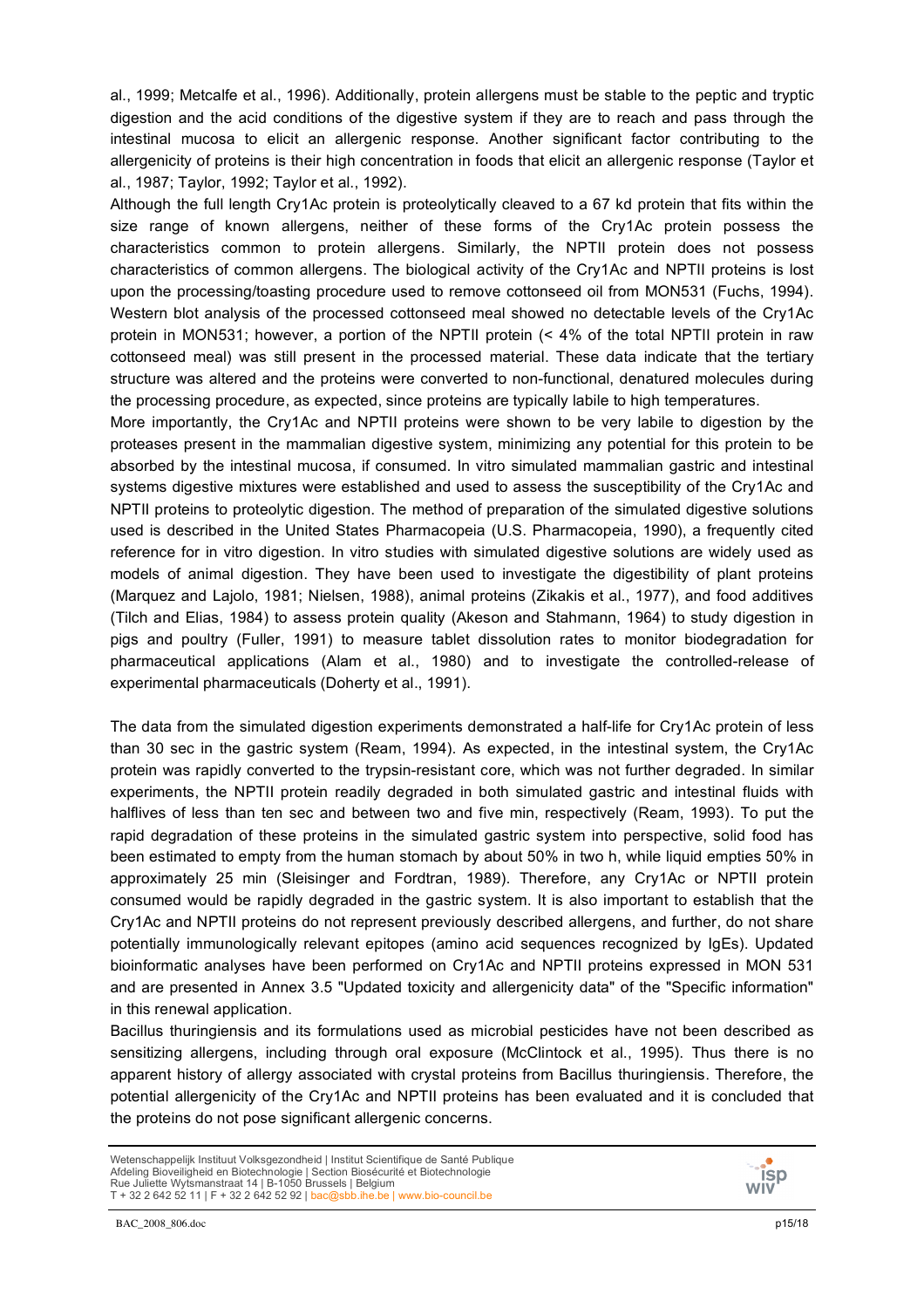al., 1999; Metcalfe et al., 1996). Additionally, protein allergens must be stable to the peptic and tryptic digestion and the acid conditions of the digestive system if they are to reach and pass through the intestinal mucosa to elicit an allergenic response. Another significant factor contributing to the allergenicity of proteins is their high concentration in foods that elicit an allergenic response (Taylor et al., 1987; Taylor, 1992; Taylor et al., 1992).

Although the full length Cry1Ac protein is proteolytically cleaved to a 67 kd protein that fits within the size range of known allergens, neither of these forms of the Cry1Ac protein possess the characteristics common to protein allergens. Similarly, the NPTII protein does not possess characteristics of common allergens. The biological activity of the Cry1Ac and NPTII proteins is lost upon the processing/toasting procedure used to remove cottonseed oil from MON531 (Fuchs, 1994). Western blot analysis of the processed cottonseed meal showed no detectable levels of the Cry1Ac protein in MON531; however, a portion of the NPTII protein (< 4% of the total NPTII protein in raw cottonseed meal) was still present in the processed material. These data indicate that the tertiary structure was altered and the proteins were converted to non-functional, denatured molecules during the processing procedure, as expected, since proteins are typically labile to high temperatures.

More importantly, the Cry1Ac and NPTII proteins were shown to be very labile to digestion by the proteases present in the mammalian digestive system, minimizing any potential for this protein to be absorbed by the intestinal mucosa, if consumed. In vitro simulated mammalian gastric and intestinal systems digestive mixtures were established and used to assess the susceptibility of the Cry1Ac and NPTII proteins to proteolytic digestion. The method of preparation of the simulated digestive solutions used is described in the United States Pharmacopeia (U.S. Pharmacopeia, 1990), a frequently cited reference for in vitro digestion. In vitro studies with simulated digestive solutions are widely used as models of animal digestion. They have been used to investigate the digestibility of plant proteins (Marquez and Lajolo, 1981; Nielsen, 1988), animal proteins (Zikakis et al., 1977), and food additives (Tilch and Elias, 1984) to assess protein quality (Akeson and Stahmann, 1964) to study digestion in pigs and poultry (Fuller, 1991) to measure tablet dissolution rates to monitor biodegradation for pharmaceutical applications (Alam et al., 1980) and to investigate the controlled-release of experimental pharmaceuticals (Doherty et al., 1991).

The data from the simulated digestion experiments demonstrated a half-life for Cry1Ac protein of less than 30 sec in the gastric system (Ream, 1994). As expected, in the intestinal system, the Cry1Ac protein was rapidly converted to the trypsin-resistant core, which was not further degraded. In similar experiments, the NPTII protein readily degraded in both simulated gastric and intestinal fluids with halflives of less than ten sec and between two and five min, respectively (Ream, 1993). To put the rapid degradation of these proteins in the simulated gastric system into perspective, solid food has been estimated to empty from the human stomach by about 50% in two h, while liquid empties 50% in approximately 25 min (Sleisinger and Fordtran, 1989). Therefore, any Cry1Ac or NPTII protein consumed would be rapidly degraded in the gastric system. It is also important to establish that the Cry1Ac and NPTII proteins do not represent previously described allergens, and further, do not share potentially immunologically relevant epitopes (amino acid sequences recognized by IgEs). Updated bioinformatic analyses have been performed on Cry1Ac and NPTII proteins expressed in MON 531 and are presented in Annex 3.5 "Updated toxicity and allergenicity data" of the "Specific information" in this renewal application.

Bacillus thuringiensis and its formulations used as microbial pesticides have not been described as sensitizing allergens, including through oral exposure (McClintock et al., 1995). Thus there is no apparent history of allergy associated with crystal proteins from Bacillus thuringiensis. Therefore, the potential allergenicity of the Cry1Ac and NPTII proteins has been evaluated and it is concluded that the proteins do not pose significant allergenic concerns.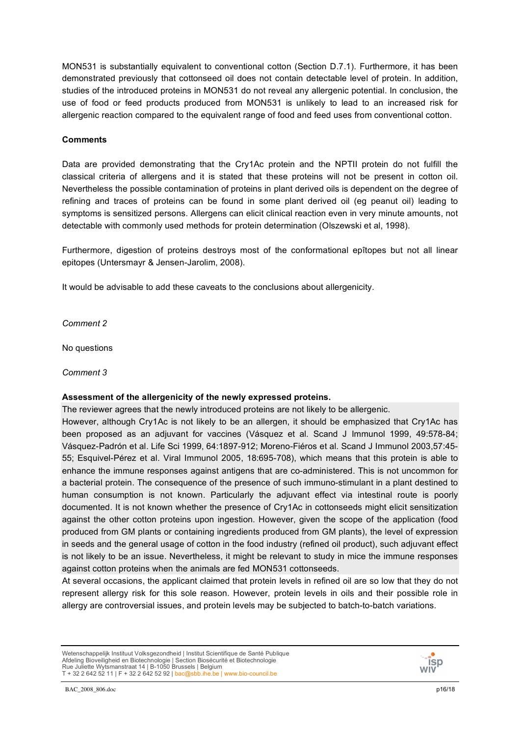MON531 is substantially equivalent to conventional cotton (Section D.7.1). Furthermore, it has been demonstrated previously that cottonseed oil does not contain detectable level of protein. In addition, studies of the introduced proteins in MON531 do not reveal any allergenic potential. In conclusion, the use of food or feed products produced from MON531 is unlikely to lead to an increased risk for allergenic reaction compared to the equivalent range of food and feed uses from conventional cotton.

**Comments**

Data are provided demonstrating that the Cry1Ac protein and the NPTII protein do not fulfill the classical criteria of allergens and it is stated that these proteins will not be present in cotton oil. Nevertheless the possible contamination of proteins in plant derived oils is dependent on the degree of refining and traces of proteins can be found in some plant derived oil (eg peanut oil) leading to symptoms is sensitized persons. Allergens can elicit clinical reaction even in very minute amounts, not detectable with commonly used methods for protein determination (Olszewski et al, 1998).

Furthermore, digestion of proteins destroys most of the conformational epîtopes but not all linear epitopes (Untersmayr & Jensen-Jarolim, 2008).

It would be advisable to add these caveats to the conclusions about allergenicity.

*Comment 2*

No questions

*Comment 3*

**Assessment of the allergenicity of the newly expressed proteins.**

The reviewer agrees that the newly introduced proteins are not likely to be allergenic.

However, although Cry1Ac is not likely to be an allergen, it should be emphasized that Cry1Ac has been proposed as an adjuvant for vaccines (Vásquez et al. Scand J Immunol 1999, 49:578-84; Vásquez-Padrón et al. Life Sci 1999, 64:1897-912; Moreno-Fiéros et al. Scand J Immunol 2003,57:45-55; Esquivel-Pérez et al. Viral Immunol 2005, 18:695-708), which means that this protein is able to enhance the immune responses against antigens that are co-administered. This is not uncommon for a bacterial protein. The consequence of the presence of such immuno-stimulant in a plant destined to human consumption is not known. Particularly the adjuvant effect via intestinal route is poorly documented. It is not known whether the presence of Cry1Ac in cottonseeds might elicit sensitization against the other cotton proteins upon ingestion. However, given the scope of the application (food produced from GM plants or containing ingredients produced from GM plants), the level of expression in seeds and the general usage of cotton in the food industry (refined oil product), such adjuvant effect is not likely to be an issue. Nevertheless, it might be relevant to study in mice the immune responses against cotton proteins when the animals are fed MON531 cottonseeds.

At several occasions, the applicant claimed that protein levels in refined oil are so low that they do not represent allergy risk for this sole reason. However, protein levels in oils and their possible role in allergy are controversial issues, and protein levels may be subjected to batch-to-batch variations.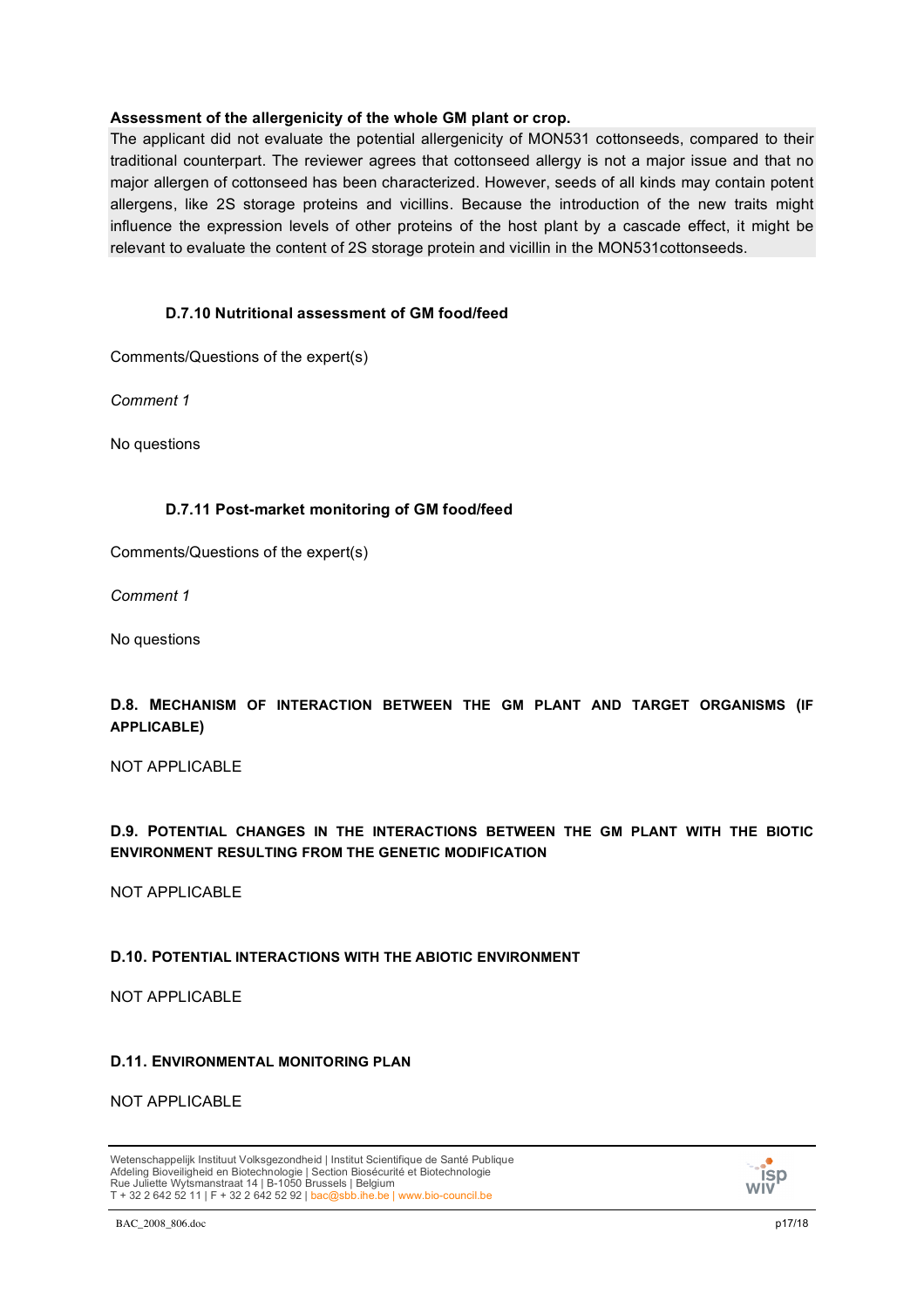**Assessment of the allergenicity of the whole GM plant or crop.**

The applicant did not evaluate the potential allergenicity of MON531 cottonseeds, compared to their traditional counterpart. The reviewer agrees that cottonseed allergy is not a major issue and that no major allergen of cottonseed has been characterized. However, seeds of all kinds may contain potent allergens, like 2S storage proteins and vicillins. Because the introduction of the new traits might influence the expression levels of other proteins of the host plant by a cascade effect, it might be relevant to evaluate the content of 2S storage protein and vicillin in the MON531cottonseeds.

### D.7.10 Nutritional assessment of GM food/feed

Comments/Questions of the expert(s)

*Comment 1*

No questions

### D.7.11 Post-market monitoring of GM food/feed

Comments/Questions of the expert(s)

*Comment 1*

No questions

## D.8. Mechanism of interaction between the GM plant and target organisms (if applicable)

NOT APPLICABLE

## D.9. Potential changes in the interactions between the GM plant with the biotic environment resulting from the genetic modification

NOT APPLICABLE

## D.10. Potential interactions with the abiotic environment

NOT APPLICABLE

## D.11. Environmental monitoring plan

NOT APPLICABLE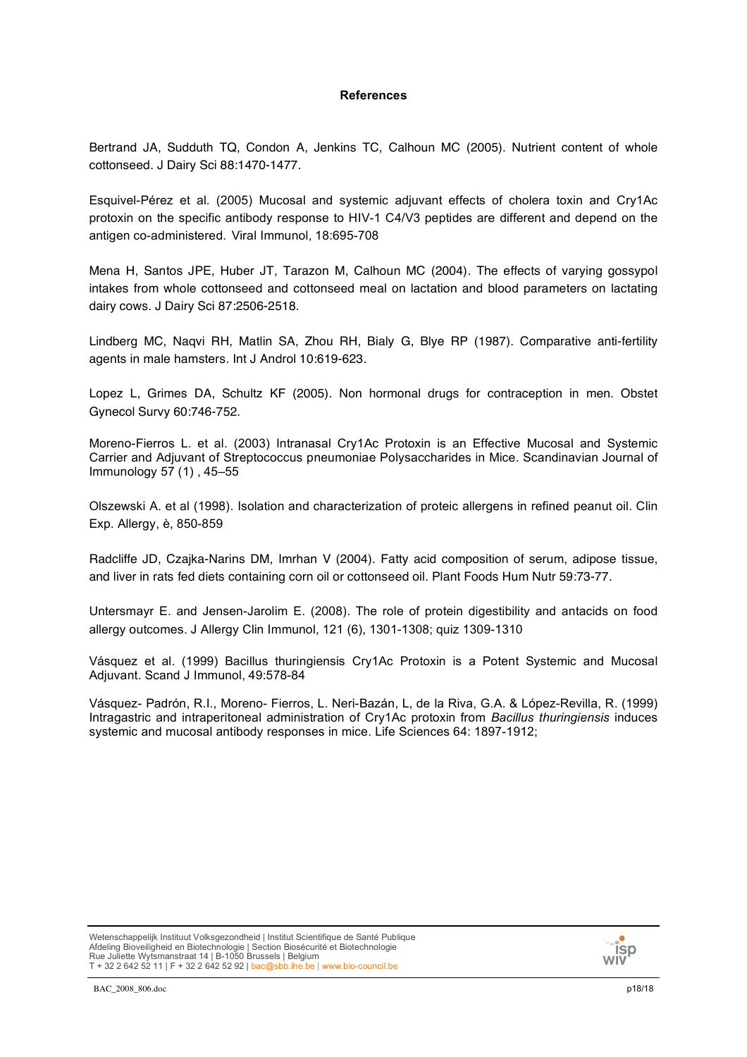## References

Bertrand JA, Sudduth TQ, Condon A, Jenkins TC, Calhoun MC (2005). Nutrient content of whole cottonseed. J Dairy Sci 88:1470-1477.

Esquivel-Pérez et al. (2005) Mucosal and systemic adjuvant effects of cholera toxin and Cry1Ac protoxin on the specific antibody response to HIV-1 C4/V3 peptides are different and depend on the antigen co-administered. Viral Immunol, 18:695-708

Mena H, Santos JPE, Huber JT, Tarazon M, Calhoun MC (2004). The effects of varying gossypol intakes from whole cottonseed and cottonseed meal on lactation and blood parameters on lactating dairy cows. J Dairy Sci 87:2506-2518.

Lindberg MC, Naqvi RH, Matlin SA, Zhou RH, Bialy G, Blye RP (1987). Comparative anti-fertility agents in male hamsters. Int J Androl 10:619-623.

Lopez L, Grimes DA, Schultz KF (2005). Non hormonal drugs for contraception in men. Obstet Gynecol Surv 60:746-752.

Moreno-Fierros L. et al. (2003) Intranasal Cry1Ac Protoxin is an Effective Mucosal and Systemic Carrier and Adjuvant of Streptococcus pneumoniae Polysaccharides in Mice. Scandinavian Journal of Immunology 57 (1) , 45–55

Olszewski A. et al (1998). Isolation and characterization of proteic allergens in refined peanut oil. Clin Exp. Allergy, è, 850-859

Radcliffe JD, Czajka-Narins DM, Imrhan V (2004). Fatty acid composition of serum, adipose tissue, and liver in rats fed diets containing corn oil or cottonseed oil. Plant Foods Hum Nutr 59:73-77.

Untersmayr E. and Jensen-Jarolim E. (2008). The role of protein digestibility and antacids on food allergy outcomes. J Allergy Clin Immunol, 121 (6), 1301-1308; quiz 1309-1310

Vásquez et al. (1999) Bacillus thuringiensis Cry1Ac Protoxin is a Potent Systemic and Mucosal Adjuvant. Scand J Immunol, 49:578-84

Vásquez- Padrón, R.I., Moreno- Fierros, L. Neri-Bazán, L, de la Riva, G.A. & López-Revilla, R. (1999) Intragastric and intraperitoneal administration of Cry1Ac protoxin from *Bacillus thuringiensis* induces systemic and mucosal antibody responses in mice. Life Sciences 64: 1897-1912;